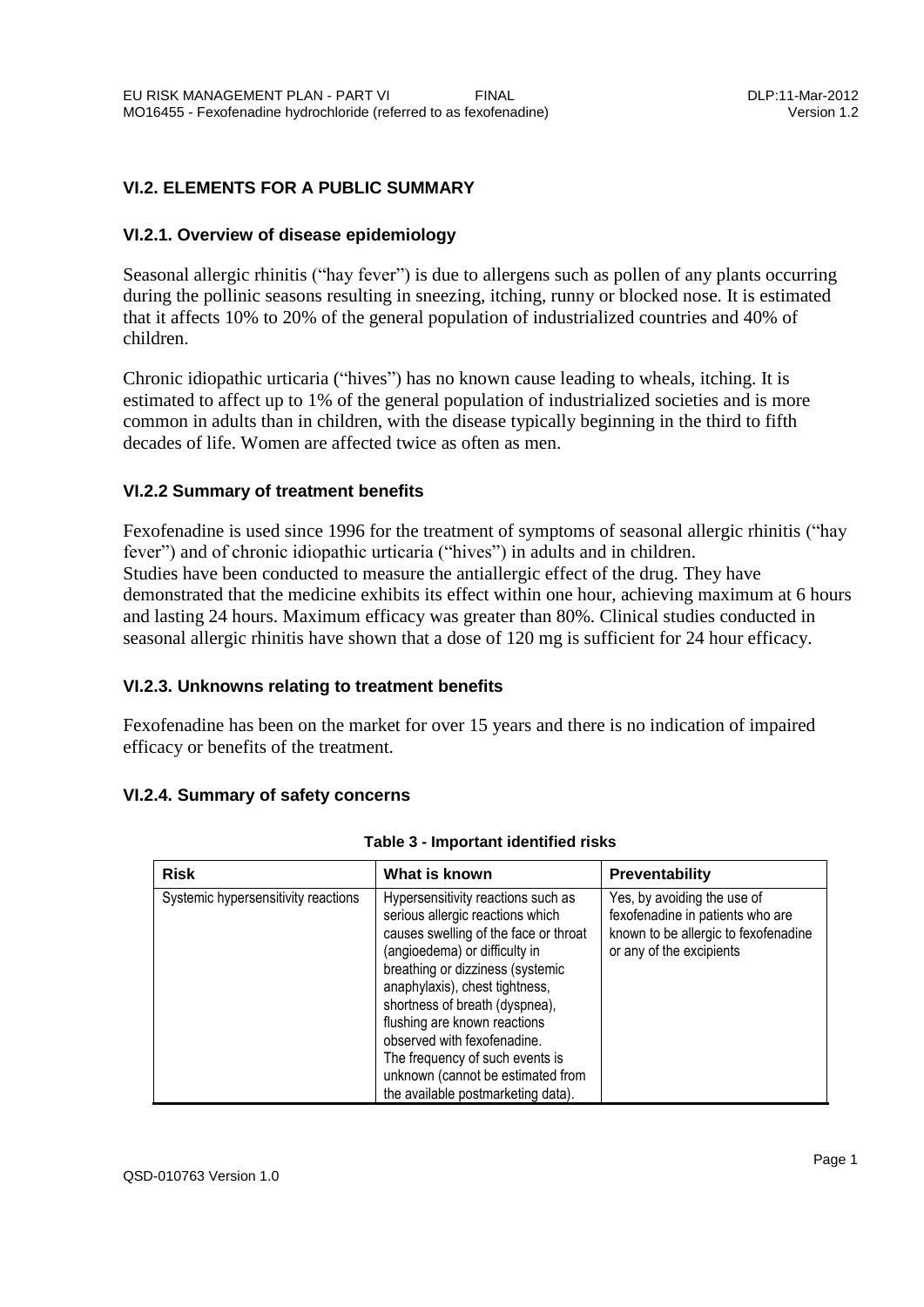## VI.2. ELEMENTS FOR A PUBLIC SUMMARY

### VI.2.1. Overview of disease epidemiology

Seasonal allergic rhinitis ("hay fever") is due to allergens such as pollen of any plants occurring during the pollinic seasons resulting in sneezing, itching, runny or blocked nose. It is estimated that it affects 10% to 20% of the general population of industrialized countries and 40% of children.

Chronic idiopathic urticaria ("hives") has no known cause leading to wheals, itching. It is estimated to affect up to 1% of the general population of industrialized societies and is more common in adults than in children, with the disease typically beginning in the third to fifth decades of life. Women are affected twice as often as men.

### VI.2.2 Summary of treatment benefits

Fexofenadine is used since 1996 for the treatment of symptoms of seasonal allergic rhinitis ("hay fever") and of chronic idiopathic urticaria ("hives") in adults and in children.
Studies have been conducted to measure the antiallergic effect of the drug. They have demonstrated that the medicine exhibits its effect within one hour, achieving maximum at 6 hours and lasting 24 hours. Maximum efficacy was greater than 80%. Clinical studies conducted in seasonal allergic rhinitis have shown that a dose of 120 mg is sufficient for 24 hour efficacy.

### VI.2.3. Unknowns relating to treatment benefits

Fexofenadine has been on the market for over 15 years and there is no indication of impaired efficacy or benefits of the treatment.

### VI.2.4. Summary of safety concerns

**Table 3 - Important identified risks**

| Risk | What is known | Preventability |
| --- | --- | --- |
| Systemic hypersensitivity reactions | Hypersensitivity reactions such as serious allergic reactions which causes swelling of the face or throat (angioedema) or difficulty in breathing or dizziness (systemic anaphylaxis), chest tightness, shortness of breath (dyspnea), flushing are known reactions observed with fexofenadine. The frequency of such events is unknown (cannot be estimated from the available postmarketing data). | Yes, by avoiding the use of fexofenadine in patients who are known to be allergic to fexofenadine or any of the excipients |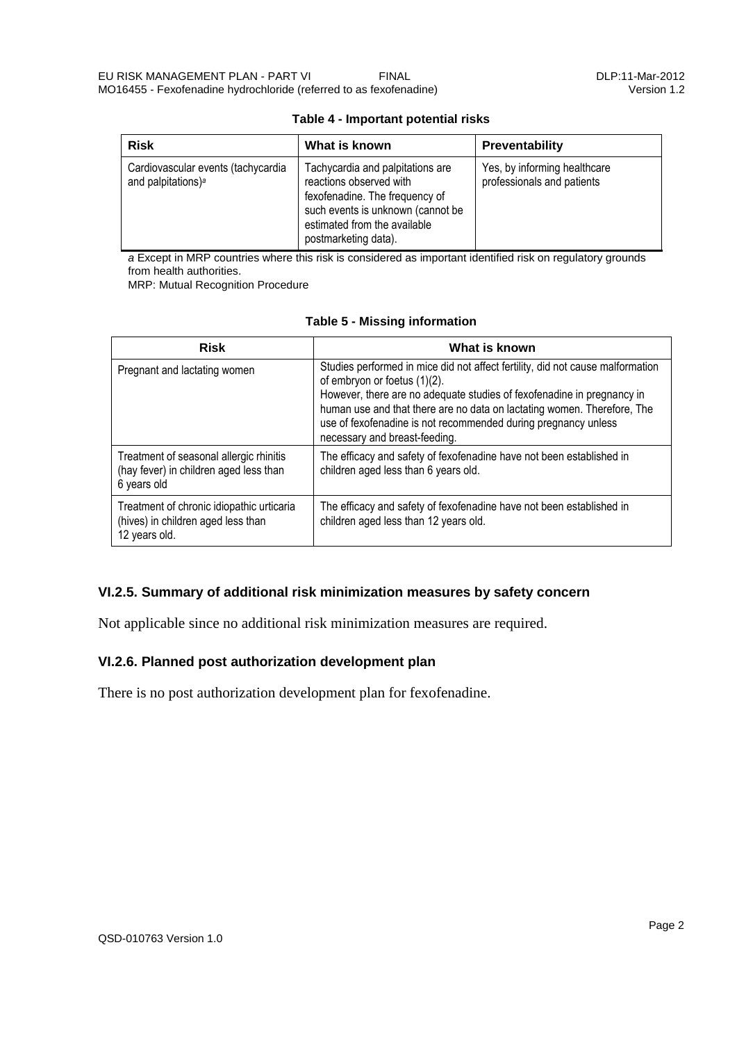**Table 4 - Important potential risks**

| Risk | What is known | Preventability |
|---|---|---|
| Cardiovascular events (tachycardia and palpitations)[a] | Tachycardia and palpitations are reactions observed with fexofenadine. The frequency of such events is unknown (cannot be estimated from the available postmarketing data). | Yes, by informing healthcare professionals and patients |

*a* Except in MRP countries where this risk is considered as important identified risk on regulatory grounds from health authorities.

MRP: Mutual Recognition Procedure

**Table 5 - Missing information**

| Risk | What is known |
|---|---|
| Pregnant and lactating women | Studies performed in mice did not affect fertility, did not cause malformation of embryon or foetus (1)(2). However, there are no adequate studies of fexofenadine in pregnancy in human use and that there are no data on lactating women. Therefore, The use of fexofenadine is not recommended during pregnancy unless necessary and breast-feeding. |
| Treatment of seasonal allergic rhinitis (hay fever) in children aged less than 6 years old | The efficacy and safety of fexofenadine have not been established in children aged less than 6 years old. |
| Treatment of chronic idiopathic urticaria (hives) in children aged less than 12 years old. | The efficacy and safety of fexofenadine have not been established in children aged less than 12 years old. |

### VI.2.5. Summary of additional risk minimization measures by safety concern

Not applicable since no additional risk minimization measures are required.

### VI.2.6. Planned post authorization development plan

There is no post authorization development plan for fexofenadine.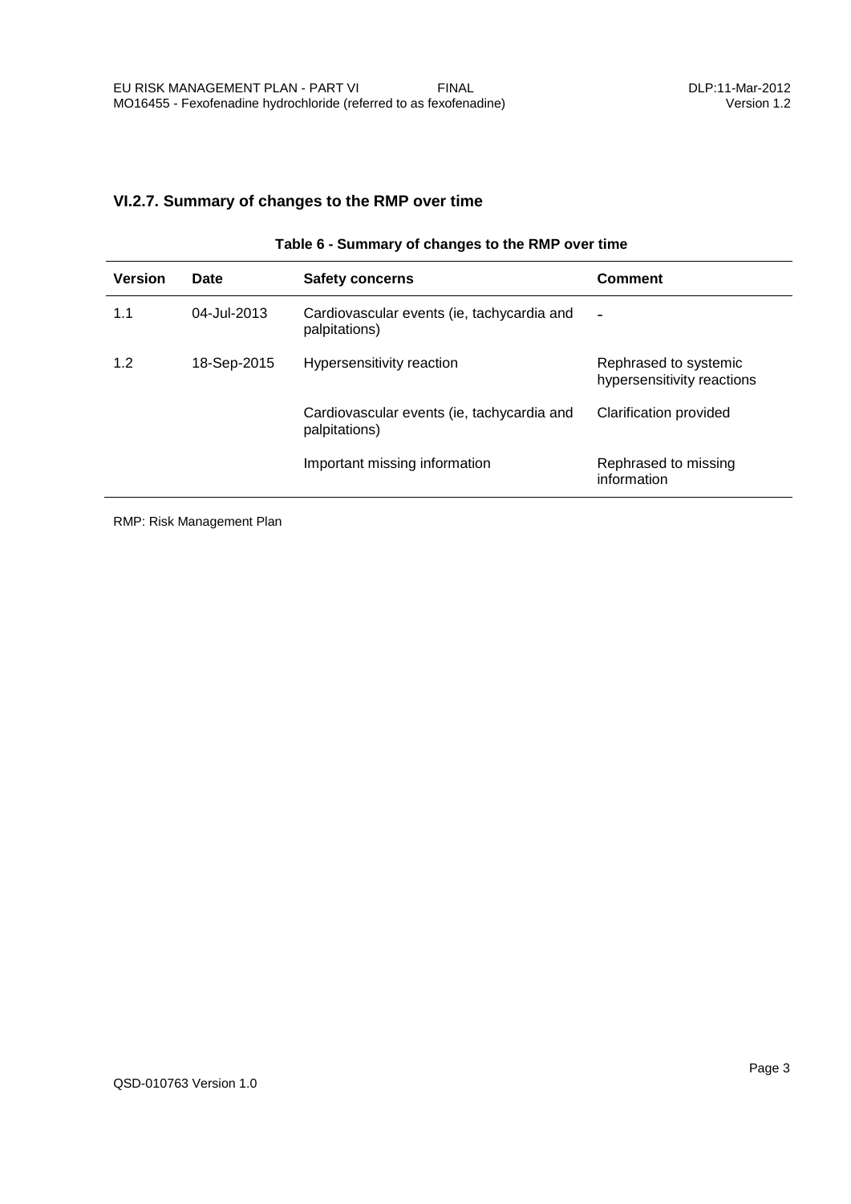### VI.2.7. Summary of changes to the RMP over time

**Table 6 - Summary of changes to the RMP over time**

| Version | Date | Safety concerns | Comment |
|---|---|---|---|
| 1.1 | 04-Jul-2013 | Cardiovascular events (ie, tachycardia and palpitations) | - |
| 1.2 | 18-Sep-2015 | Hypersensitivity reaction | Rephrased to systemic hypersensitivity reactions |
| | | Cardiovascular events (ie, tachycardia and palpitations) | Clarification provided |
| | | Important missing information | Rephrased to missing information |

RMP: Risk Management Plan